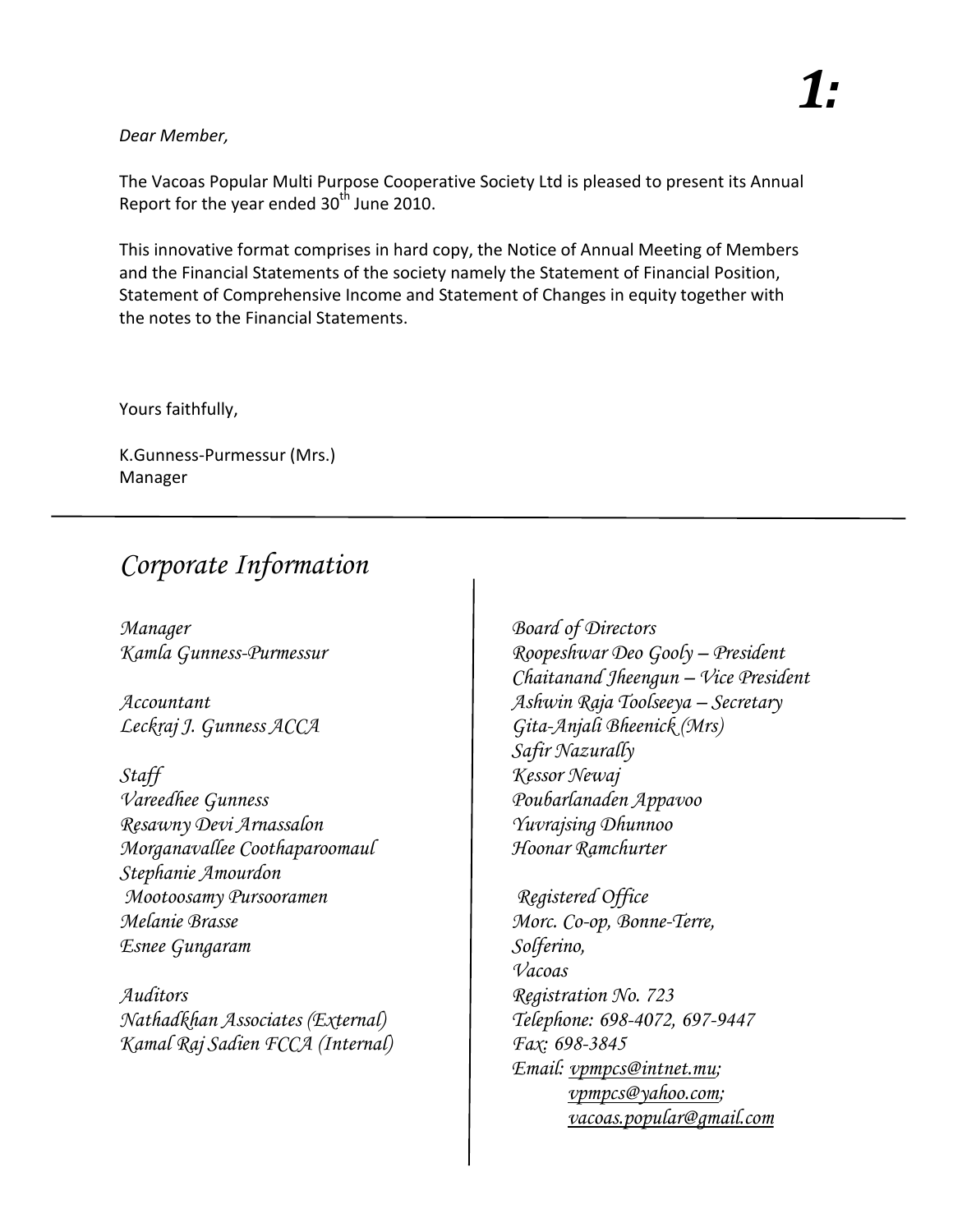# 1:

*Dear Member,*

The Vacoas Popular Multi Purpose Cooperative Society Ltd is pleased to present its Annual Report for the year ended 30th June 2010.

This innovative format comprises in hard copy, the Notice of Annual Meeting of Members and the Financial Statements of the society namely the Statement of Financial Position, Statement of Comprehensive Income and Statement of Changes in equity together with the notes to the Financial Statements.

Yours faithfully,

K.Gunness-Purmessur (Mrs.)
Manager

---

## *Corporate Information*

*Manager*
*Kamla Gunness-Purmessur*

*Accountant*
*Leckraj J. Gunness ACCA*

*Staff*
*Vareedhee Gunness*
*Resawny Devi Arnassalon*
*Morganavallee Coothaparoomaul*
*Stephanie Amourdon*
*Mootoosamy Pursooramen*
*Melanie Brasse*
*Esnee Gungaram*

*Auditors*
*Nathadkhan Associates (External)*
*Kamal Raj Sadien FCCA (Internal)*

*Board of Directors*
*Roopeshwar Deo Gooly – President*
*Chaitanand Jheengun – Vice President*
*Ashwin Raja Toolseeya – Secretary*
*Gita-Anjali Bheenick (Mrs)*
*Safir Nazurally*
*Kessor Newaj*
*Poubarlanaden Appavoo*
*Yuvrajsing Dhunnoo*
*Hoonar Ramchurter*

*Registered Office*
*Morc. Co-op, Bonne-Terre,*
*Solferino,*
*Vacoas*
*Registration No. 723*
*Telephone: 698-4072, 697-9447*
*Fax: 698-3845*
*Email: vpmpcs@intnet.mu;*
*vpmpcs@yahoo.com;*
*vacoas.popular@gmail.com*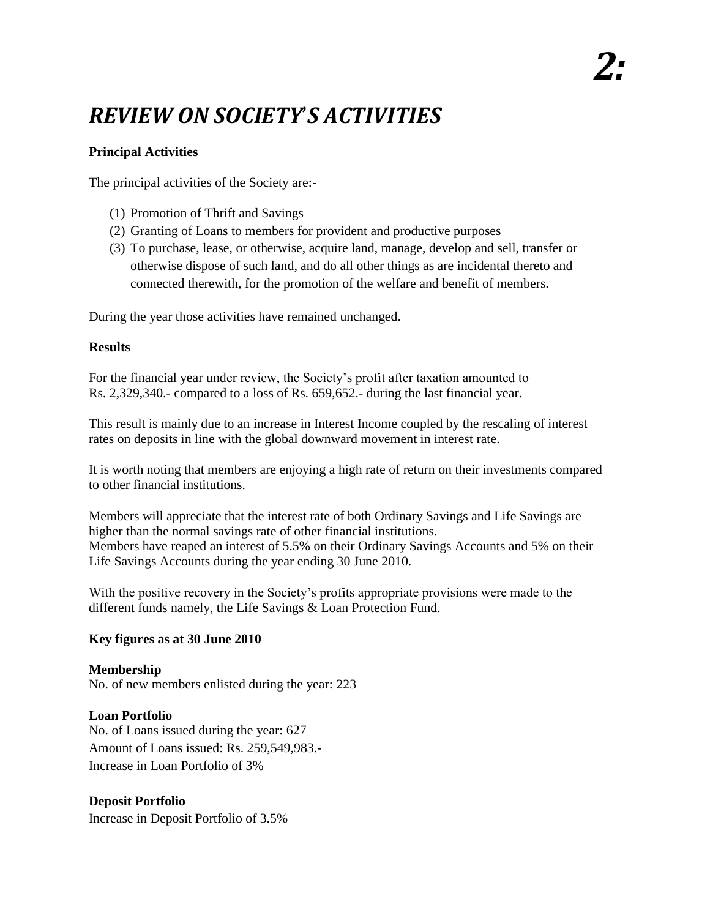# *REVIEW ON SOCIETY'S ACTIVITIES*

**Principal Activities**

The principal activities of the Society are:-

(1) Promotion of Thrift and Savings
(2) Granting of Loans to members for provident and productive purposes
(3) To purchase, lease, or otherwise, acquire land, manage, develop and sell, transfer or otherwise dispose of such land, and do all other things as are incidental thereto and connected therewith, for the promotion of the welfare and benefit of members.

During the year those activities have remained unchanged.

**Results**

For the financial year under review, the Society's profit after taxation amounted to Rs. 2,329,340.- compared to a loss of Rs. 659,652.- during the last financial year.

This result is mainly due to an increase in Interest Income coupled by the rescaling of interest rates on deposits in line with the global downward movement in interest rate.

It is worth noting that members are enjoying a high rate of return on their investments compared to other financial institutions.

Members will appreciate that the interest rate of both Ordinary Savings and Life Savings are higher than the normal savings rate of other financial institutions.
Members have reaped an interest of 5.5% on their Ordinary Savings Accounts and 5% on their Life Savings Accounts during the year ending 30 June 2010.

With the positive recovery in the Society's profits appropriate provisions were made to the different funds namely, the Life Savings & Loan Protection Fund.

**Key figures as at 30 June 2010**

**Membership**
No. of new members enlisted during the year: 223

**Loan Portfolio**
No. of Loans issued during the year: 627
Amount of Loans issued: Rs. 259,549,983.-
Increase in Loan Portfolio of 3%

**Deposit Portfolio**
Increase in Deposit Portfolio of 3.5%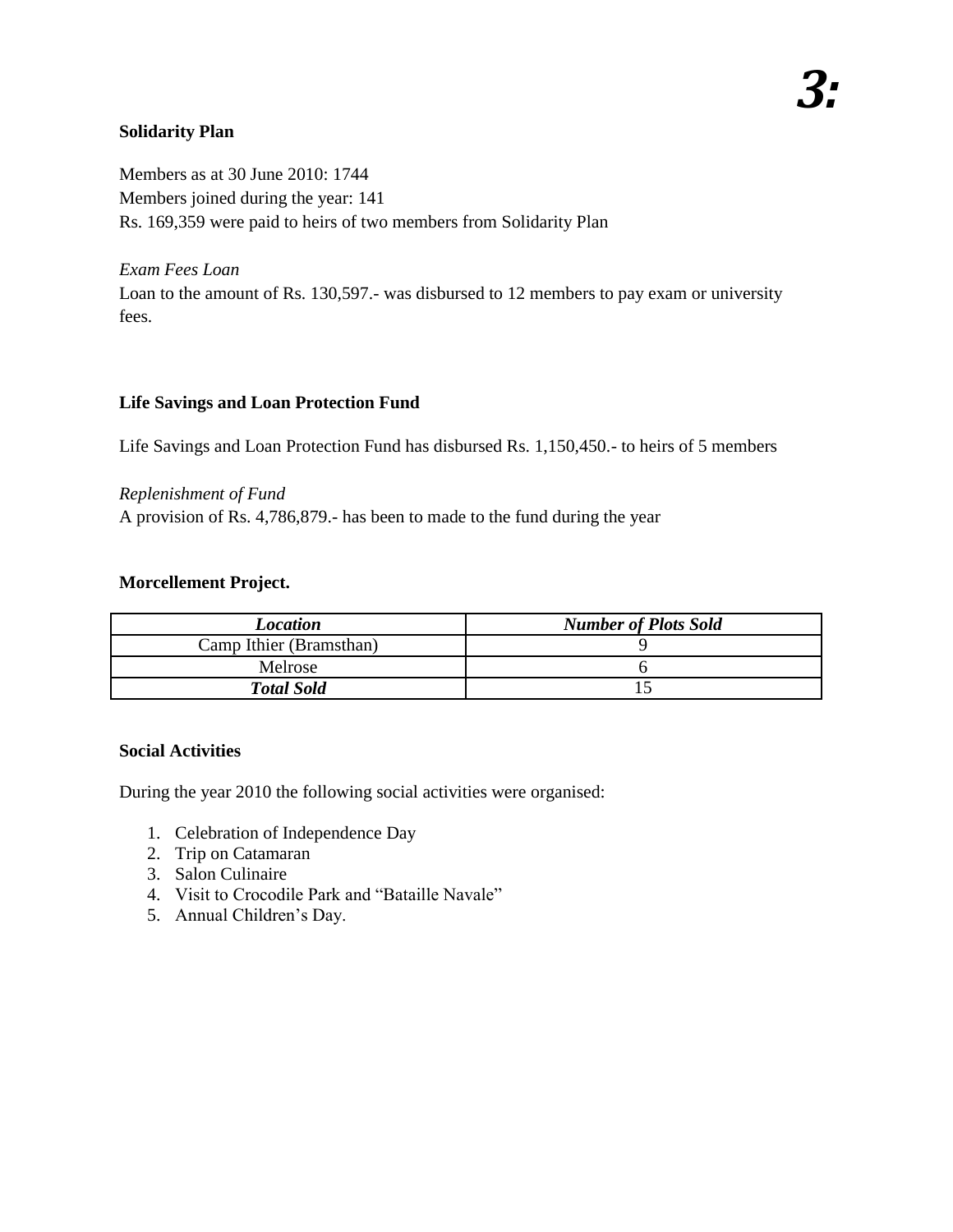**Solidarity Plan**

Members as at 30 June 2010: 1744
Members joined during the year: 141
Rs. 169,359 were paid to heirs of two members from Solidarity Plan

*Exam Fees Loan*
Loan to the amount of Rs. 130,597.- was disbursed to 12 members to pay exam or university fees.

**Life Savings and Loan Protection Fund**

Life Savings and Loan Protection Fund has disbursed Rs. 1,150,450.- to heirs of 5 members

*Replenishment of Fund*
A provision of Rs. 4,786,879.- has been to made to the fund during the year

**Morcellement Project.**

| *Location* | *Number of Plots Sold* |
| --- | --- |
| Camp Ithier (Bramsthan) | 9 |
| Melrose | 6 |
| ***Total Sold*** | 15 |

**Social Activities**

During the year 2010 the following social activities were organised:

1. Celebration of Independence Day
2. Trip on Catamaran
3. Salon Culinaire
4. Visit to Crocodile Park and “Bataille Navale”
5. Annual Children’s Day.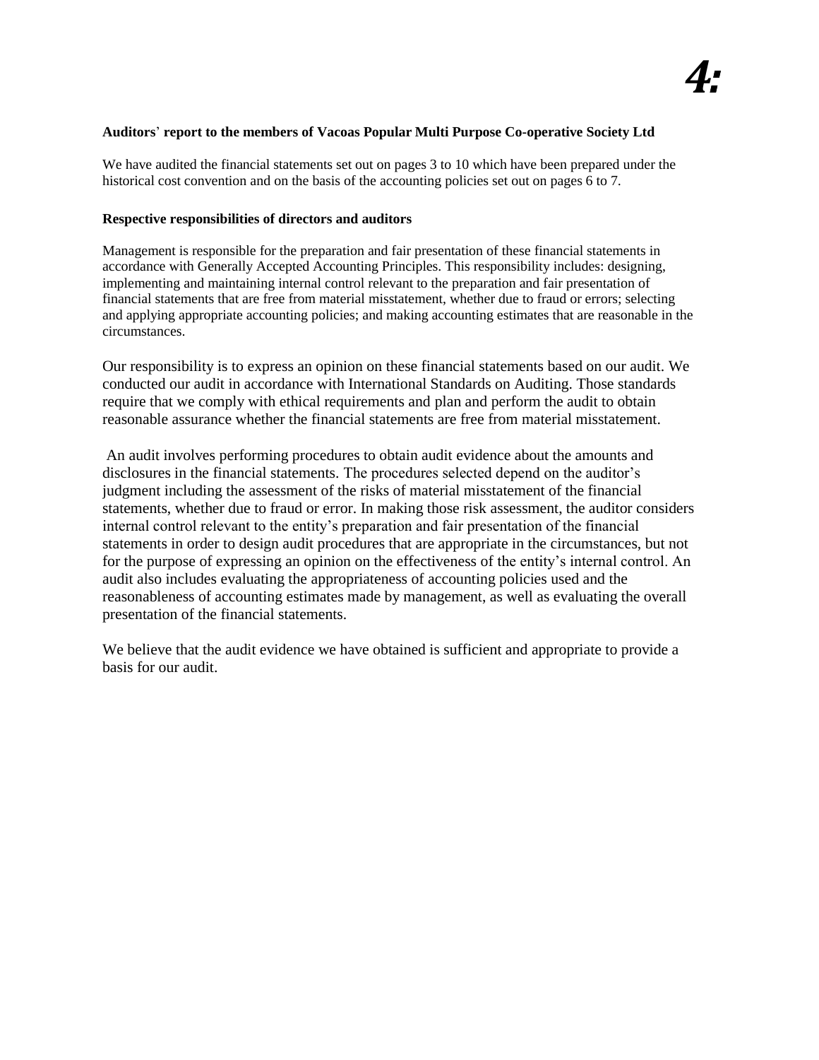**Auditors' report to the members of Vacoas Popular Multi Purpose Co-operative Society Ltd**

We have audited the financial statements set out on pages 3 to 10 which have been prepared under the historical cost convention and on the basis of the accounting policies set out on pages 6 to 7.

**Respective responsibilities of directors and auditors**

Management is responsible for the preparation and fair presentation of these financial statements in accordance with Generally Accepted Accounting Principles. This responsibility includes: designing, implementing and maintaining internal control relevant to the preparation and fair presentation of financial statements that are free from material misstatement, whether due to fraud or errors; selecting and applying appropriate accounting policies; and making accounting estimates that are reasonable in the circumstances.

Our responsibility is to express an opinion on these financial statements based on our audit. We conducted our audit in accordance with International Standards on Auditing. Those standards require that we comply with ethical requirements and plan and perform the audit to obtain reasonable assurance whether the financial statements are free from material misstatement.

An audit involves performing procedures to obtain audit evidence about the amounts and disclosures in the financial statements. The procedures selected depend on the auditor's judgment including the assessment of the risks of material misstatement of the financial statements, whether due to fraud or error. In making those risk assessment, the auditor considers internal control relevant to the entity's preparation and fair presentation of the financial statements in order to design audit procedures that are appropriate in the circumstances, but not for the purpose of expressing an opinion on the effectiveness of the entity's internal control. An audit also includes evaluating the appropriateness of accounting policies used and the reasonableness of accounting estimates made by management, as well as evaluating the overall presentation of the financial statements.

We believe that the audit evidence we have obtained is sufficient and appropriate to provide a basis for our audit.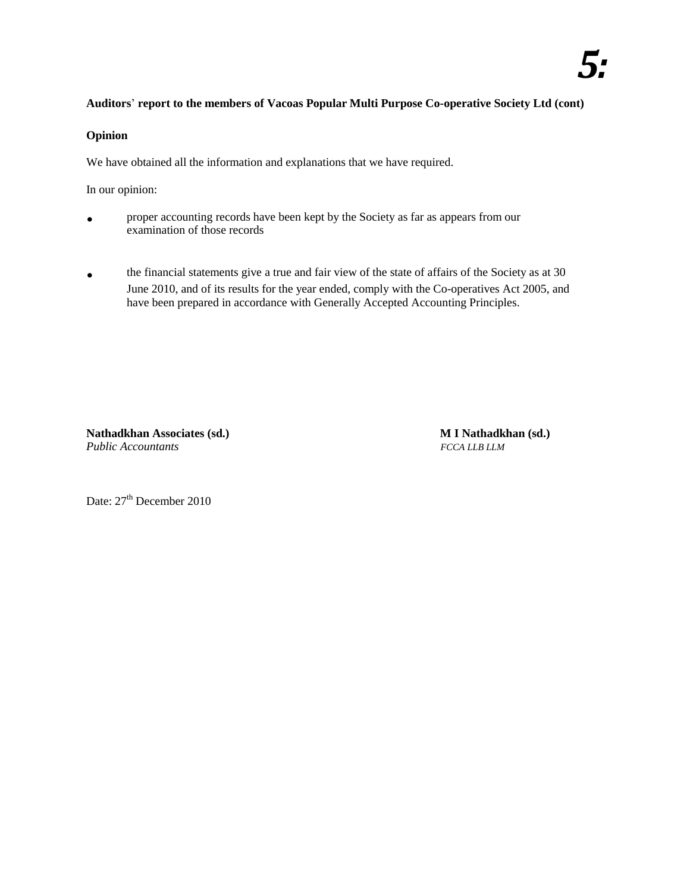**Auditors' report to the members of Vacoas Popular Multi Purpose Co-operative Society Ltd (cont)**

**Opinion**

We have obtained all the information and explanations that we have required.

In our opinion:

- proper accounting records have been kept by the Society as far as appears from our examination of those records

- the financial statements give a true and fair view of the state of affairs of the Society as at 30 June 2010, and of its results for the year ended, comply with the Co-operatives Act 2005, and have been prepared in accordance with Generally Accepted Accounting Principles.

**Nathadkhan Associates (sd.)**
*Public Accountants*

**M I Nathadkhan (sd.)**
*FCCA LLB LLM*

Date: 27th December 2010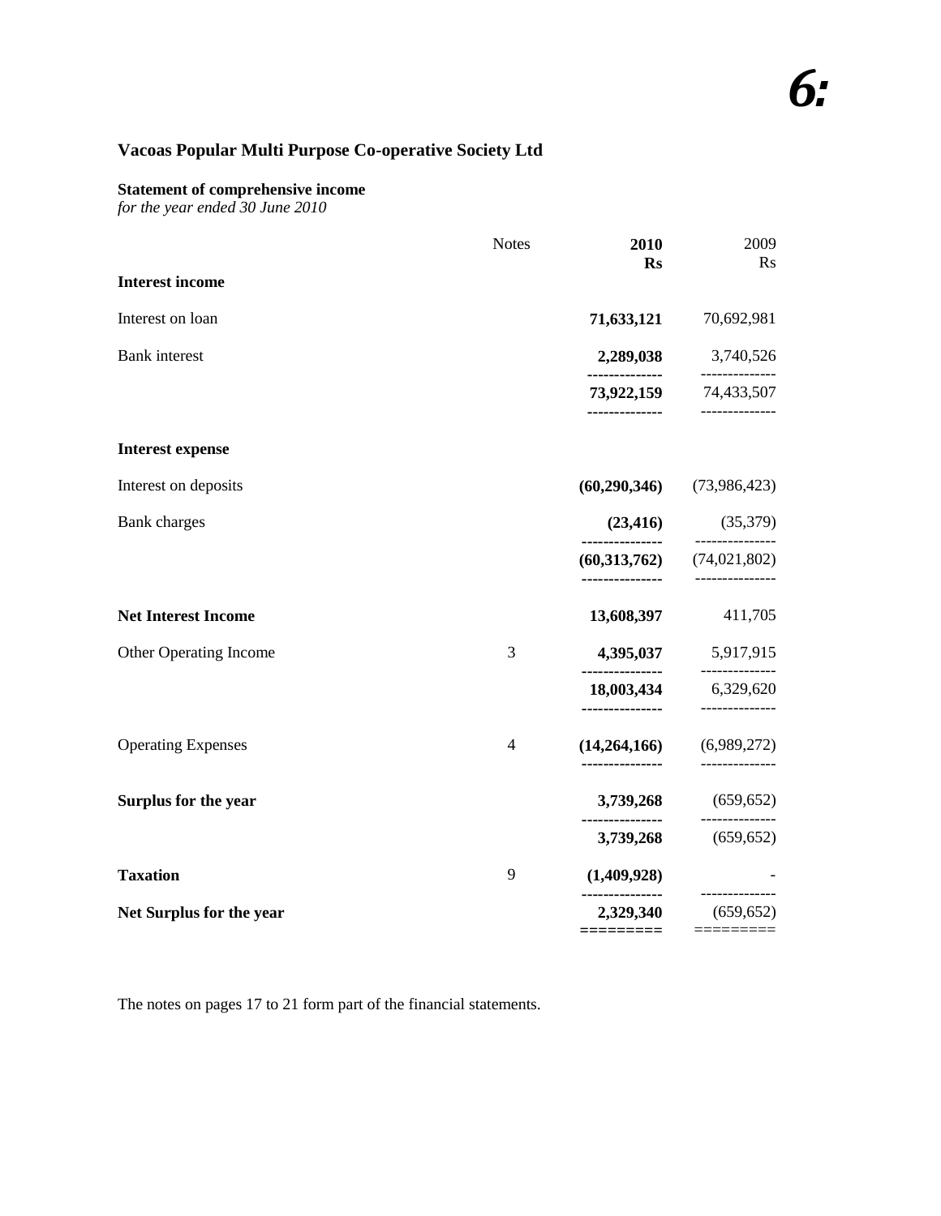**Vacoas Popular Multi Purpose Co-operative Society Ltd**

**Statement of comprehensive income**
*for the year ended 30 June 2010*

| | Notes | **2010 Rs** | 2009 Rs |
|---|---|---|---|
| **Interest income** | | | |
| Interest on loan | | **71,633,121** | 70,692,981 |
| Bank interest | | **2,289,038** | 3,740,526 |
| | | **73,922,159** | 74,433,507 |
| **Interest expense** | | | |
| Interest on deposits | | **(60,290,346)** | (73,986,423) |
| Bank charges | | **(23,416)** | (35,379) |
| | | **(60,313,762)** | (74,021,802) |
| **Net Interest Income** | | **13,608,397** | 411,705 |
| Other Operating Income | 3 | **4,395,037** | 5,917,915 |
| | | **18,003,434** | 6,329,620 |
| Operating Expenses | 4 | **(14,264,166)** | (6,989,272) |
| **Surplus for the year** | | **3,739,268** | (659,652) |
| | | **3,739,268** | (659,652) |
| **Taxation** | 9 | **(1,409,928)** | - |
| **Net Surplus for the year** | | **2,329,340** | (659,652) |

The notes on pages 17 to 21 form part of the financial statements.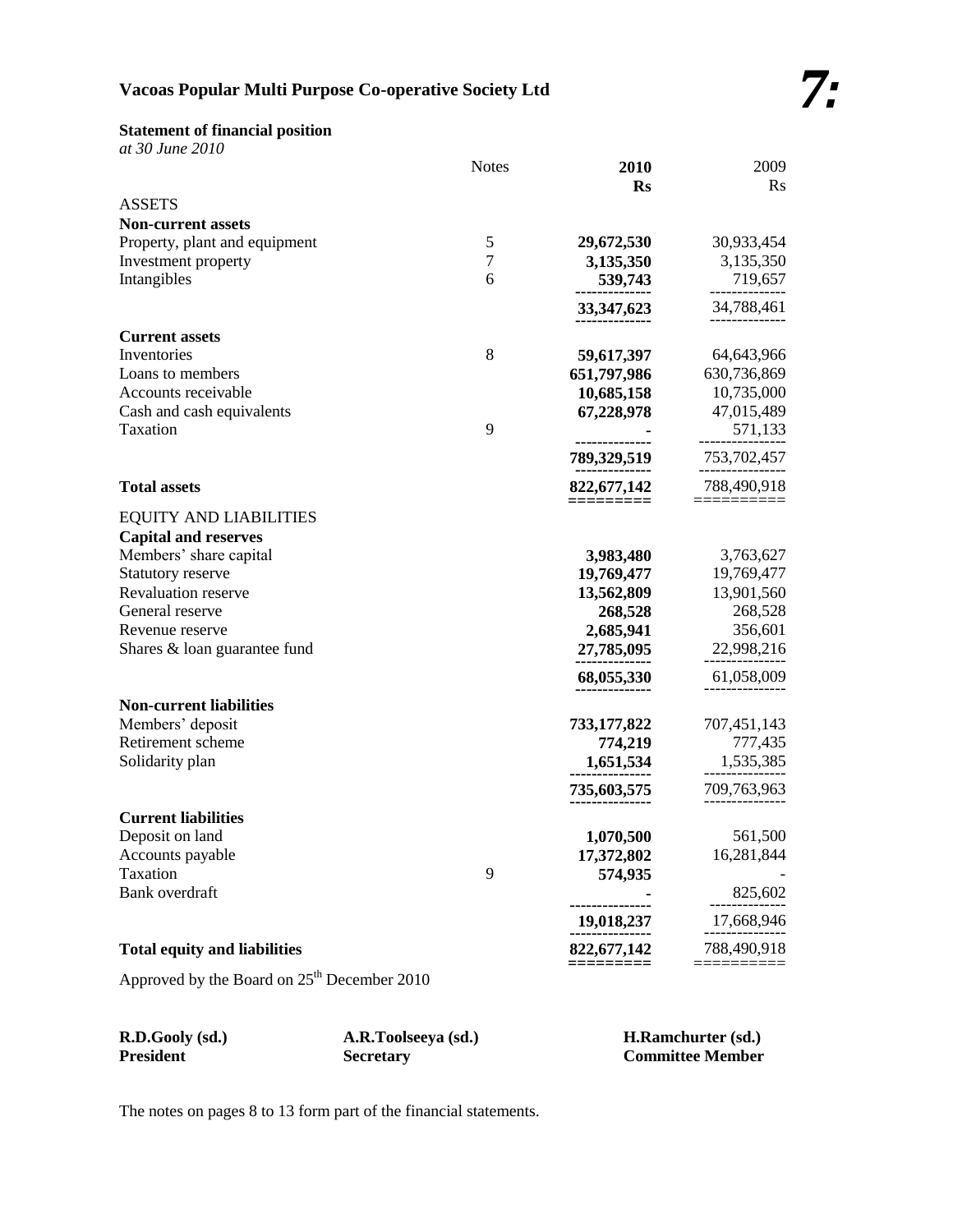# Vacoas Popular Multi Purpose Co-operative Society Ltd

## Statement of financial position

*at 30 June 2010*

| | Notes | 2010 Rs | 2009 Rs |
|---|---|---|---|
| ASSETS | | | |
| **Non-current assets** | | | |
| Property, plant and equipment | 5 | **29,672,530** | 30,933,454 |
| Investment property | 7 | **3,135,350** | 3,135,350 |
| Intangibles | 6 | **539,743** | 719,657 |
| | | **33,347,623** | 34,788,461 |
| **Current assets** | | | |
| Inventories | 8 | **59,617,397** | 64,643,966 |
| Loans to members | | **651,797,986** | 630,736,869 |
| Accounts receivable | | **10,685,158** | 10,735,000 |
| Cash and cash equivalents | | **67,228,978** | 47,015,489 |
| Taxation | 9 | **-** | 571,133 |
| | | **789,329,519** | 753,702,457 |
| **Total assets** | | **822,677,142** | 788,490,918 |
| EQUITY AND LIABILITIES | | | |
| **Capital and reserves** | | | |
| Members' share capital | | **3,983,480** | 3,763,627 |
| Statutory reserve | | **19,769,477** | 19,769,477 |
| Revaluation reserve | | **13,562,809** | 13,901,560 |
| General reserve | | **268,528** | 268,528 |
| Revenue reserve | | **2,685,941** | 356,601 |
| Shares & loan guarantee fund | | **27,785,095** | 22,998,216 |
| | | **68,055,330** | 61,058,009 |
| **Non-current liabilities** | | | |
| Members' deposit | | **733,177,822** | 707,451,143 |
| Retirement scheme | | **774,219** | 777,435 |
| Solidarity plan | | **1,651,534** | 1,535,385 |
| | | **735,603,575** | 709,763,963 |
| **Current liabilities** | | | |
| Deposit on land | | **1,070,500** | 561,500 |
| Accounts payable | | **17,372,802** | 16,281,844 |
| Taxation | 9 | **574,935** | - |
| Bank overdraft | | **-** | 825,602 |
| | | **19,018,237** | 17,668,946 |
| **Total equity and liabilities** | | **822,677,142** | 788,490,918 |

Approved by the Board on 25th December 2010

| | | |
|---|---|---|
| **R.D.Gooly (sd.)** | **A.R.Toolseeya (sd.)** | **H.Ramchurter (sd.)** |
| **President** | **Secretary** | **Committee Member** |

The notes on pages 8 to 13 form part of the financial statements.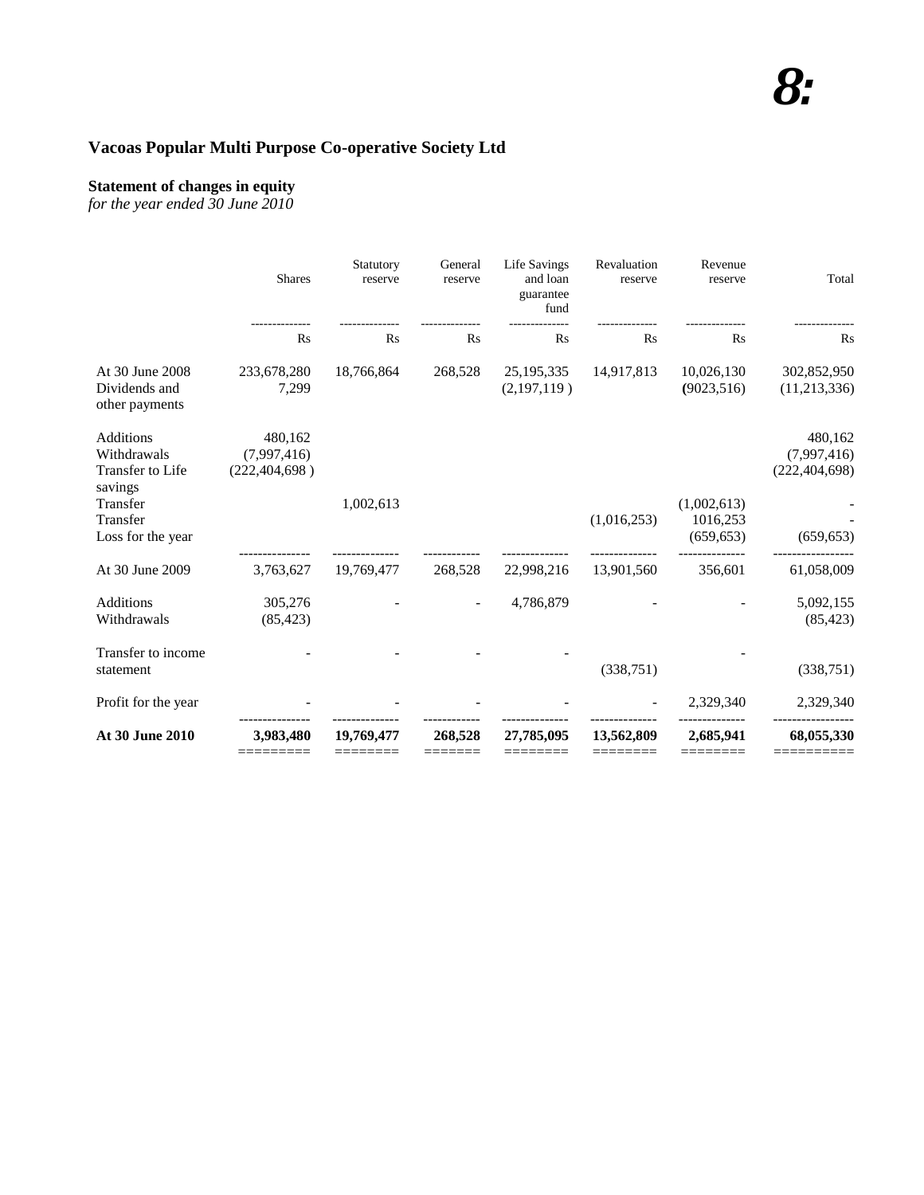## Vacoas Popular Multi Purpose Co-operative Society Ltd

**Statement of changes in equity**
*for the year ended 30 June 2010*

| | Shares | Statutory reserve | General reserve | Life Savings and loan guarantee fund | Revaluation reserve | Revenue reserve | Total |
|---|---|---|---|---|---|---|---|
| | Rs | Rs | Rs | Rs | Rs | Rs | Rs |
| At 30 June 2008 | 233,678,280 | 18,766,864 | 268,528 | 25,195,335 | 14,917,813 | 10,026,130 | 302,852,950 |
| Dividends and other payments | 7,299 | | | (2,197,119 ) | | (9023,516) | (11,213,336) |
| Additions | 480,162 | | | | | | 480,162 |
| Withdrawals | (7,997,416) | | | | | | (7,997,416) |
| Transfer to Life savings | (222,404,698 ) | | | | | | (222,404,698) |
| Transfer | | 1,002,613 | | | | (1,002,613) | - |
| Transfer | | | | | (1,016,253) | 1016,253 | - |
| Loss for the year | | | | | | (659,653) | (659,653) |
| At 30 June 2009 | 3,763,627 | 19,769,477 | 268,528 | 22,998,216 | 13,901,560 | 356,601 | 61,058,009 |
| Additions | 305,276 | - | - | 4,786,879 | - | - | 5,092,155 |
| Withdrawals | (85,423) | | | | | | (85,423) |
| Transfer to income statement | - | - | - | - | (338,751) | - | (338,751) |
| Profit for the year | - | - | - | - | - | 2,329,340 | 2,329,340 |
| **At 30 June 2010** | **3,983,480** | **19,769,477** | **268,528** | **27,785,095** | **13,562,809** | **2,685,941** | **68,055,330** |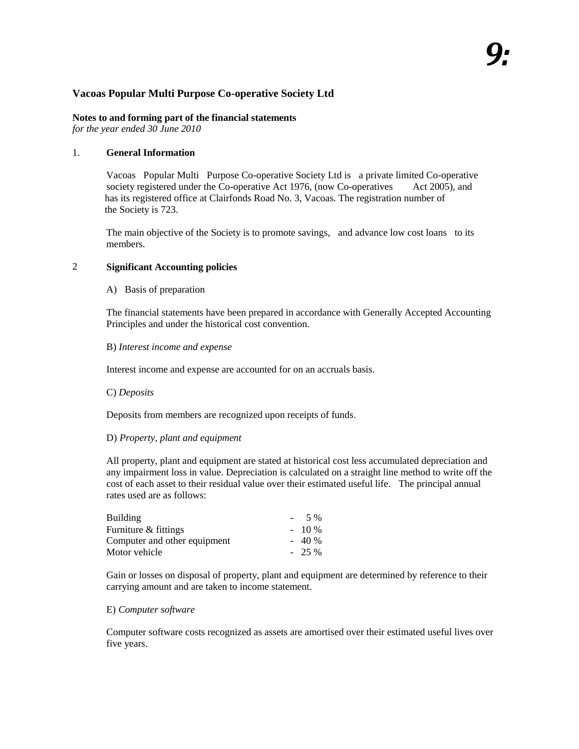**Vacoas Popular Multi Purpose Co-operative Society Ltd**

**Notes to and forming part of the financial statements**
*for the year ended 30 June 2010*

## 1. General Information

Vacoas Popular Multi Purpose Co-operative Society Ltd is a private limited Co-operative society registered under the Co-operative Act 1976, (now Co-operatives Act 2005), and has its registered office at Clairfonds Road No. 3, Vacoas. The registration number of the Society is 723.

The main objective of the Society is to promote savings, and advance low cost loans to its members.

## 2 Significant Accounting policies

A) Basis of preparation

The financial statements have been prepared in accordance with Generally Accepted Accounting Principles and under the historical cost convention.

B) *Interest income and expense*

Interest income and expense are accounted for on an accruals basis.

C) *Deposits*

Deposits from members are recognized upon receipts of funds.

D) *Property, plant and equipment*

All property, plant and equipment are stated at historical cost less accumulated depreciation and any impairment loss in value. Depreciation is calculated on a straight line method to write off the cost of each asset to their residual value over their estimated useful life. The principal annual rates used are as follows:

| | |
|---|---|
| Building | - 5 % |
| Furniture & fittings | - 10 % |
| Computer and other equipment | - 40 % |
| Motor vehicle | - 25 % |

Gain or losses on disposal of property, plant and equipment are determined by reference to their carrying amount and are taken to income statement.

E) *Computer software*

Computer software costs recognized as assets are amortised over their estimated useful lives over five years.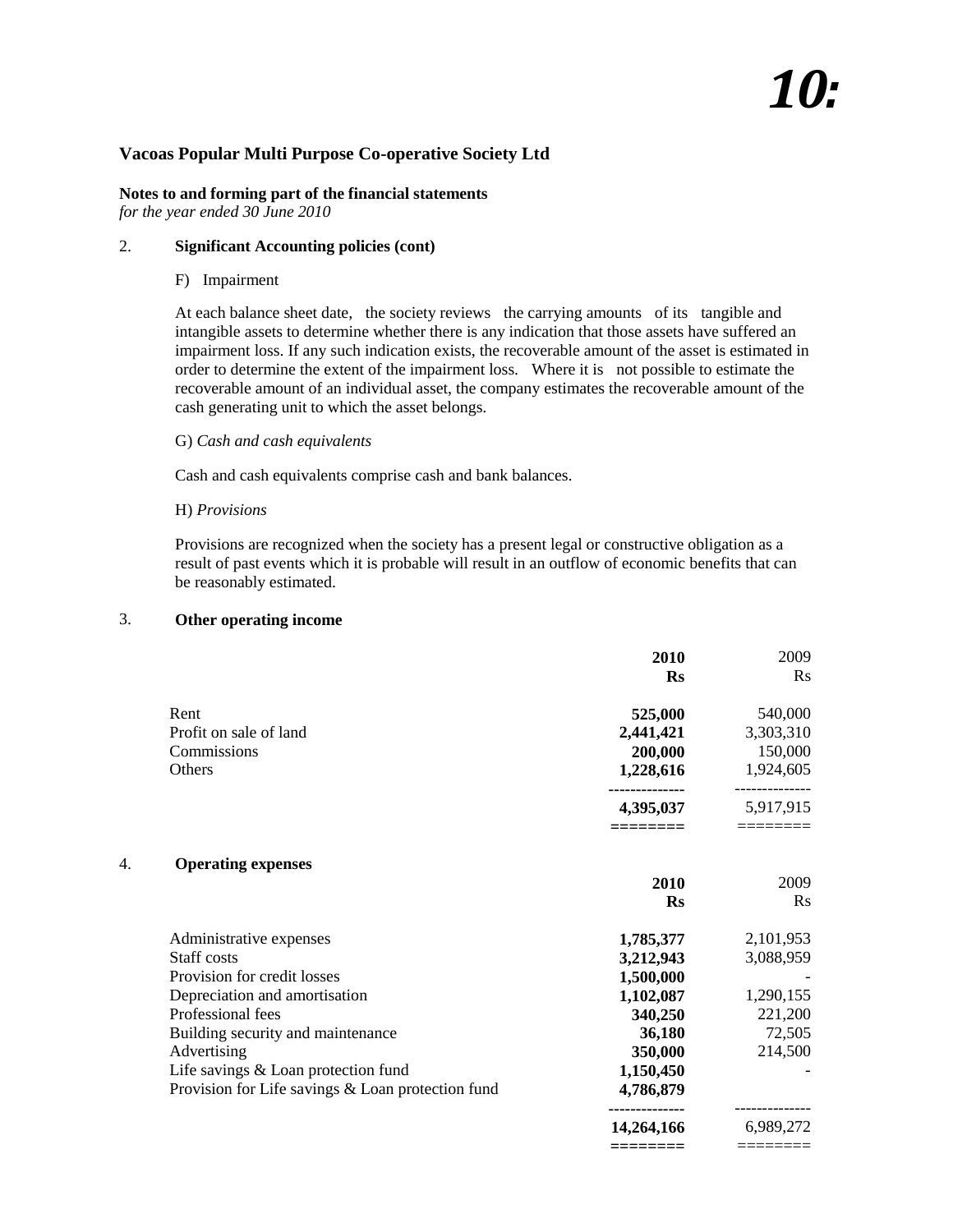### Vacoas Popular Multi Purpose Co-operative Society Ltd

**Notes to and forming part of the financial statements**
*for the year ended 30 June 2010*

2. **Significant Accounting policies (cont)**

F) Impairment

At each balance sheet date, the society reviews the carrying amounts of its tangible and intangible assets to determine whether there is any indication that those assets have suffered an impairment loss. If any such indication exists, the recoverable amount of the asset is estimated in order to determine the extent of the impairment loss. Where it is not possible to estimate the recoverable amount of an individual asset, the company estimates the recoverable amount of the cash generating unit to which the asset belongs.

G) *Cash and cash equivalents*

Cash and cash equivalents comprise cash and bank balances.

H) *Provisions*

Provisions are recognized when the society has a present legal or constructive obligation as a result of past events which it is probable will result in an outflow of economic benefits that can be reasonably estimated.

3. **Other operating income**

| | **2010** | 2009 |
|---|---|---|
| | **Rs** | Rs |
| Rent | **525,000** | 540,000 |
| Profit on sale of land | **2,441,421** | 3,303,310 |
| Commissions | **200,000** | 150,000 |
| Others | **1,228,616** | 1,924,605 |
| | **4,395,037** | 5,917,915 |

4. **Operating expenses**

| | **2010** | 2009 |
|---|---|---|
| | **Rs** | Rs |
| Administrative expenses | **1,785,377** | 2,101,953 |
| Staff costs | **3,212,943** | 3,088,959 |
| Provision for credit losses | **1,500,000** | - |
| Depreciation and amortisation | **1,102,087** | 1,290,155 |
| Professional fees | **340,250** | 221,200 |
| Building security and maintenance | **36,180** | 72,505 |
| Advertising | **350,000** | 214,500 |
| Life savings & Loan protection fund | **1,150,450** | - |
| Provision for Life savings & Loan protection fund | **4,786,879** | |
| | **14,264,166** | 6,989,272 |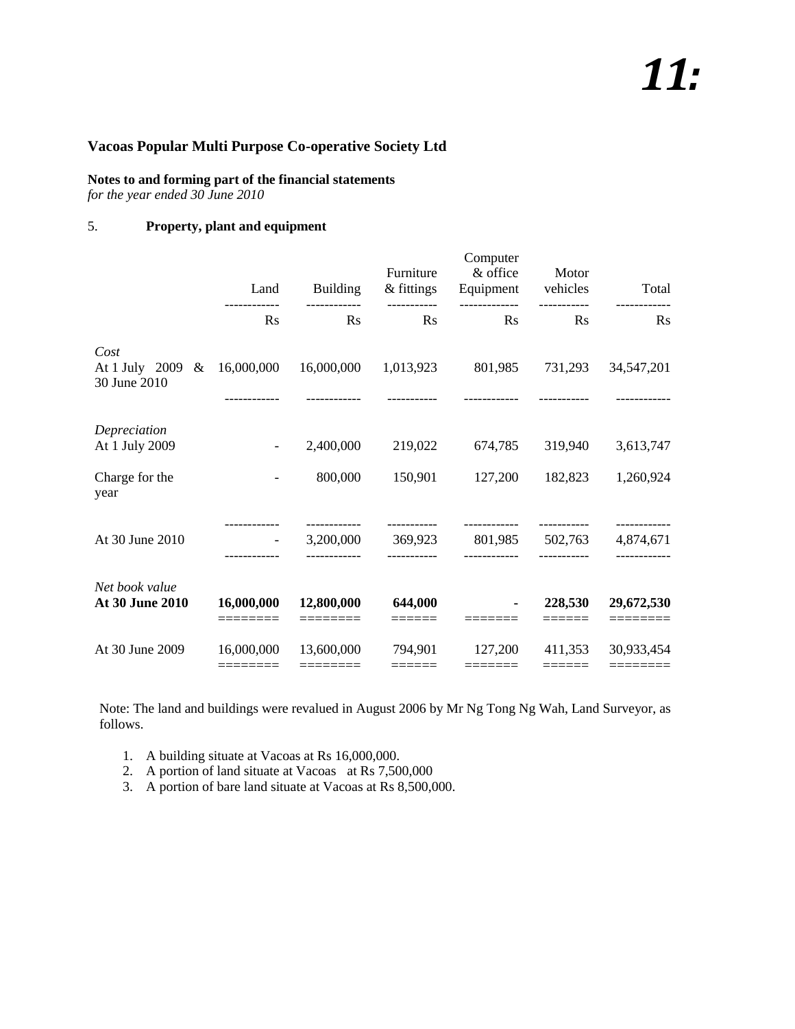**Vacoas Popular Multi Purpose Co-operative Society Ltd**

**Notes to and forming part of the financial statements**
*for the year ended 30 June 2010*

## 5. Property, plant and equipment

| | Land | Building | Furniture & fittings | Computer & office Equipment | Motor vehicles | Total |
|---|---|---|---|---|---|---|
| | Rs | Rs | Rs | Rs | Rs | Rs |
| *Cost* | | | | | | |
| At 1 July 2009 & 30 June 2010 | 16,000,000 | 16,000,000 | 1,013,923 | 801,985 | 731,293 | 34,547,201 |
| *Depreciation* | | | | | | |
| At 1 July 2009 | - | 2,400,000 | 219,022 | 674,785 | 319,940 | 3,613,747 |
| Charge for the year | - | 800,000 | 150,901 | 127,200 | 182,823 | 1,260,924 |
| At 30 June 2010 | - | 3,200,000 | 369,923 | 801,985 | 502,763 | 4,874,671 |
| *Net book value* | | | | | | |
| **At 30 June 2010** | **16,000,000** | **12,800,000** | **644,000** | **-** | **228,530** | **29,672,530** |
| At 30 June 2009 | 16,000,000 | 13,600,000 | 794,901 | 127,200 | 411,353 | 30,933,454 |

Note: The land and buildings were revalued in August 2006 by Mr Ng Tong Ng Wah, Land Surveyor, as follows.

1. A building situate at Vacoas at Rs 16,000,000.
2. A portion of land situate at Vacoas at Rs 7,500,000
3. A portion of bare land situate at Vacoas at Rs 8,500,000.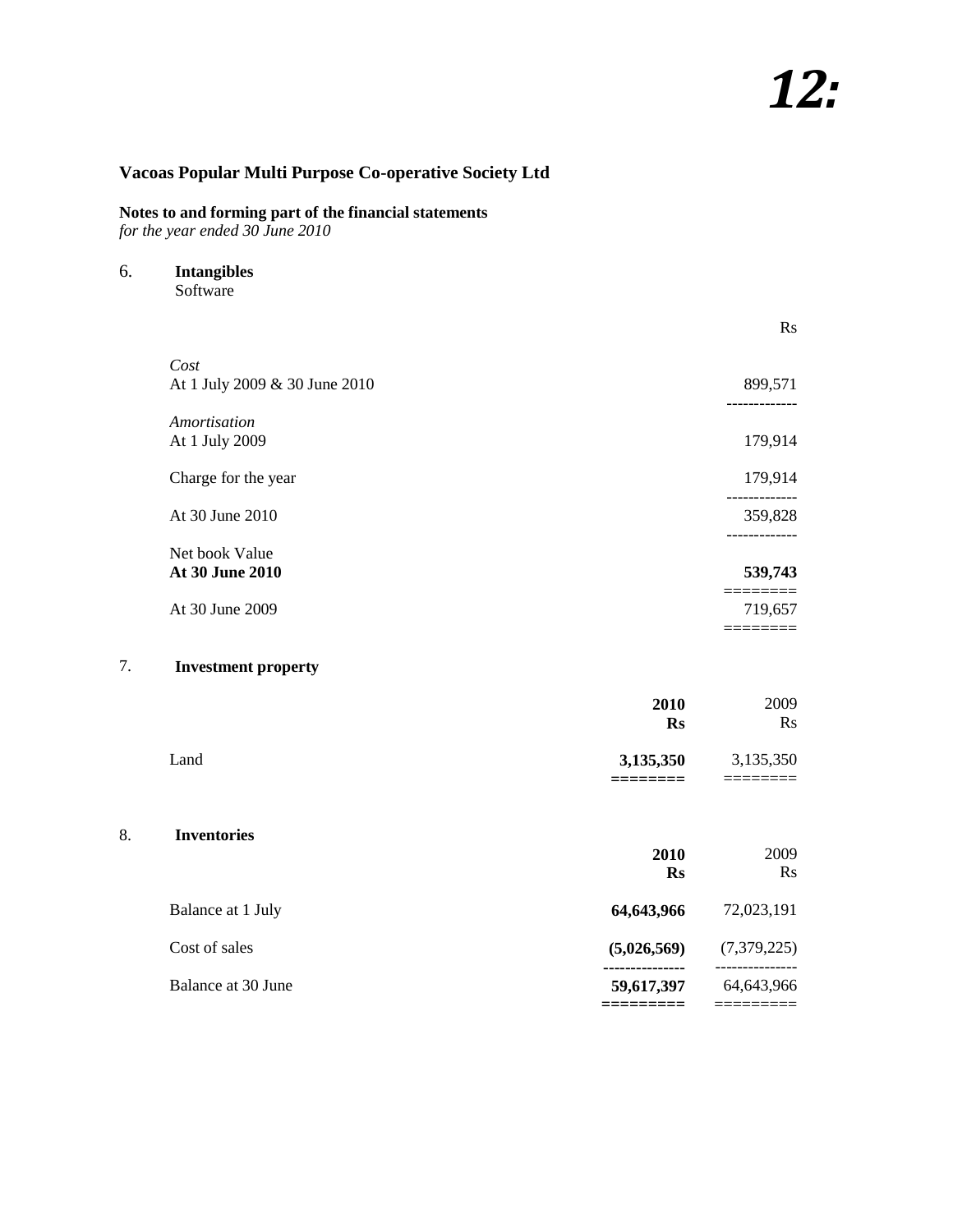## Vacoas Popular Multi Purpose Co-operative Society Ltd

**Notes to and forming part of the financial statements**
*for the year ended 30 June 2010*

### 6. Intangibles

Software

| | Rs |
|---|---|
| *Cost* | |
| At 1 July 2009 & 30 June 2010 | 899,571 |
| *Amortisation* | |
| At 1 July 2009 | 179,914 |
| Charge for the year | 179,914 |
| At 30 June 2010 | 359,828 |
| Net book Value | |
| **At 30 June 2010** | **539,743** |
| At 30 June 2009 | 719,657 |

### 7. Investment property

| | **2010 Rs** | 2009 Rs |
|---|---|---|
| Land | **3,135,350** | 3,135,350 |

### 8. Inventories

| | **2010 Rs** | 2009 Rs |
|---|---|---|
| Balance at 1 July | **64,643,966** | 72,023,191 |
| Cost of sales | **(5,026,569)** | (7,379,225) |
| Balance at 30 June | **59,617,397** | 64,643,966 |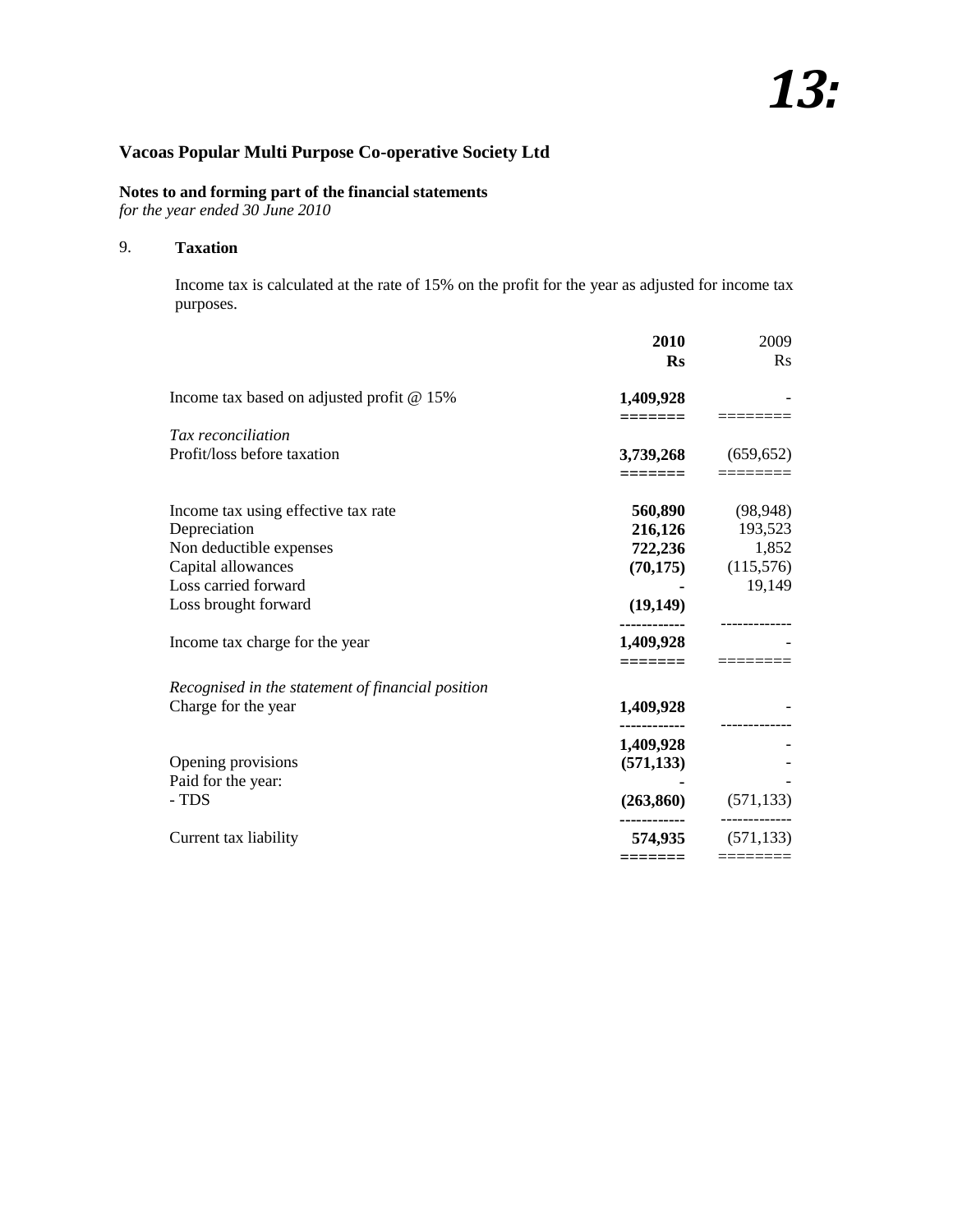**Vacoas Popular Multi Purpose Co-operative Society Ltd**

**Notes to and forming part of the financial statements**
*for the year ended 30 June 2010*

## 9. Taxation

Income tax is calculated at the rate of 15% on the profit for the year as adjusted for income tax purposes.

| | **2010** | 2009 |
|---|---|---|
| | **Rs** | Rs |
| Income tax based on adjusted profit @ 15% | **1,409,928** | - |
| *Tax reconciliation* | | |
| Profit/loss before taxation | **3,739,268** | (659,652) |
| Income tax using effective tax rate | **560,890** | (98,948) |
| Depreciation | **216,126** | 193,523 |
| Non deductible expenses | **722,236** | 1,852 |
| Capital allowances | **(70,175)** | (115,576) |
| Loss carried forward | **-** | 19,149 |
| Loss brought forward | **(19,149)** | |
| Income tax charge for the year | **1,409,928** | - |
| *Recognised in the statement of financial position* | | |
| Charge for the year | **1,409,928** | - |
| | **1,409,928** | - |
| Opening provisions | **(571,133)** | - |
| Paid for the year: | **-** | - |
| - TDS | **(263,860)** | (571,133) |
| Current tax liability | **574,935** | (571,133) |